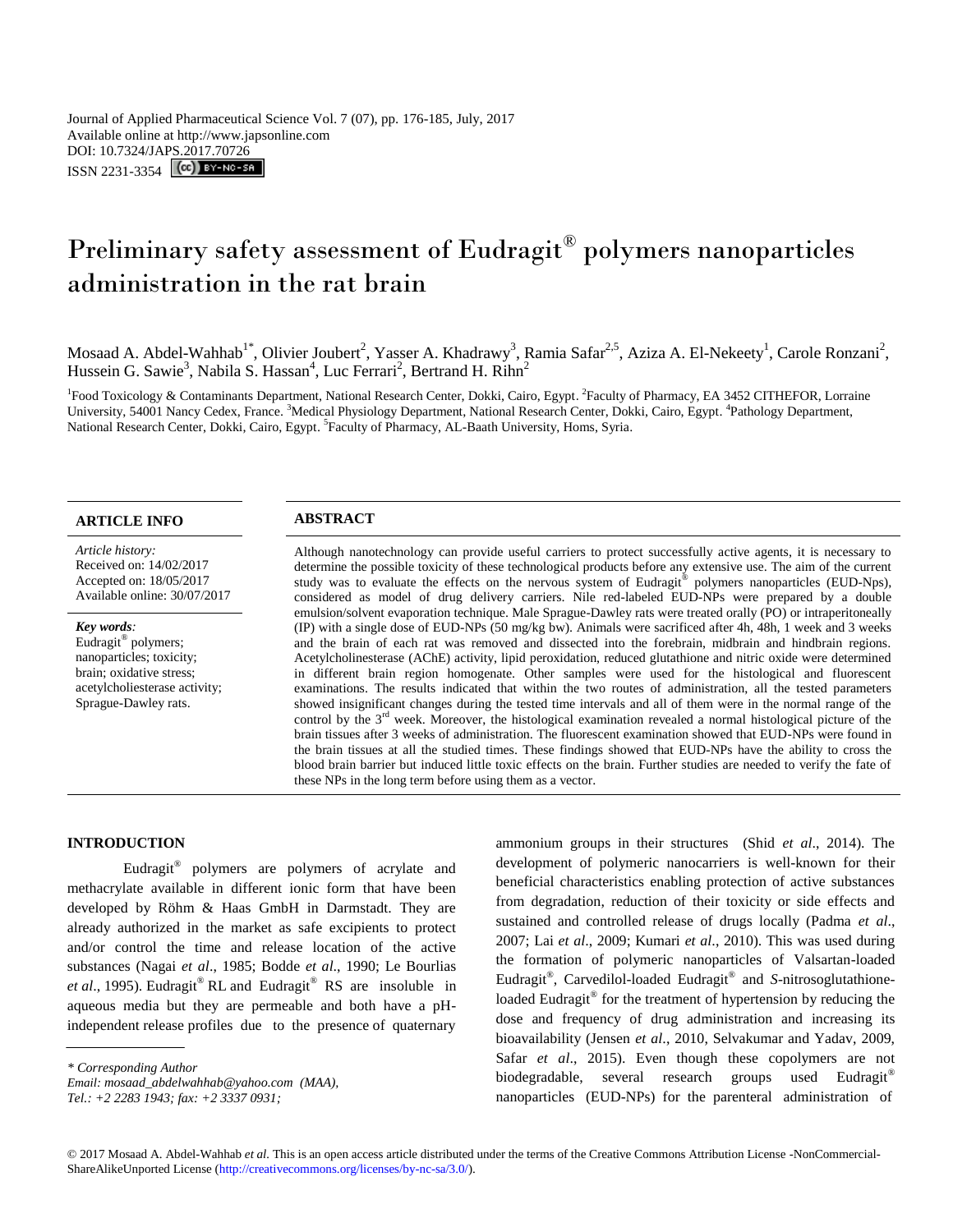Journal of Applied Pharmaceutical Science Vol. 7 (07), pp. 176-185, July, 2017
Available online at http://www.japsonline.com
DOI: 10.7324/JAPS.2017.70726
ISSN 2231-3354

# Preliminary safety assessment of Eudragit® polymers nanoparticles administration in the rat brain

Mosaad A. Abdel-Wahhab[1*], Olivier Joubert[2], Yasser A. Khadrawy[3], Ramia Safar[2,5], Aziza A. El-Nekeety[1], Carole Ronzani[2], Hussein G. Sawie[3], Nabila S. Hassan[4], Luc Ferrari[2], Bertrand H. Rihn[2]

[1]Food Toxicology & Contaminants Department, National Research Center, Dokki, Cairo, Egypt. [2]Faculty of Pharmacy, EA 3452 CITHEFOR, Lorraine University, 54001 Nancy Cedex, France. [3]Medical Physiology Department, National Research Center, Dokki, Cairo, Egypt. [4]Pathology Department, National Research Center, Dokki, Cairo, Egypt. [5]Faculty of Pharmacy, AL-Baath University, Homs, Syria.

## ARTICLE INFO

*Article history:*
Received on: 14/02/2017
Accepted on: 18/05/2017
Available online: 30/07/2017

***Key words:***
Eudragit® polymers; nanoparticles; toxicity; brain; oxidative stress; acetylcholiesterase activity; Sprague-Dawley rats.

## ABSTRACT

Although nanotechnology can provide useful carriers to protect successfully active agents, it is necessary to determine the possible toxicity of these technological products before any extensive use. The aim of the current study was to evaluate the effects on the nervous system of Eudragit® polymers nanoparticles (EUD-Nps), considered as model of drug delivery carriers. Nile red-labeled EUD-NPs were prepared by a double emulsion/solvent evaporation technique. Male Sprague-Dawley rats were treated orally (PO) or intraperitoneally (IP) with a single dose of EUD-NPs (50 mg/kg bw). Animals were sacrificed after 4h, 48h, 1 week and 3 weeks and the brain of each rat was removed and dissected into the forebrain, midbrain and hindbrain regions. Acetylcholinesterase (AChE) activity, lipid peroxidation, reduced glutathione and nitric oxide were determined in different brain region homogenate. Other samples were used for the histological and fluorescent examinations. The results indicated that within the two routes of administration, all the tested parameters showed insignificant changes during the tested time intervals and all of them were in the normal range of the control by the 3rd week. Moreover, the histological examination revealed a normal histological picture of the brain tissues after 3 weeks of administration. The fluorescent examination showed that EUD-NPs were found in the brain tissues at all the studied times. These findings showed that EUD-NPs have the ability to cross the blood brain barrier but induced little toxic effects on the brain. Further studies are needed to verify the fate of these NPs in the long term before using them as a vector.

## INTRODUCTION

Eudragit® polymers are polymers of acrylate and methacrylate available in different ionic form that have been developed by Röhm & Haas GmbH in Darmstadt. They are already authorized in the market as safe excipients to protect and/or control the time and release location of the active substances (Nagai *et al*., 1985; Bodde *et al*., 1990; Le Bourlias *et al*., 1995). Eudragit® RL and Eudragit® RS are insoluble in aqueous media but they are permeable and both have a pH-independent release profiles due to the presence of quaternary ammonium groups in their structures (Shid *et al*., 2014). The development of polymeric nanocarriers is well-known for their beneficial characteristics enabling protection of active substances from degradation, reduction of their toxicity or side effects and sustained and controlled release of drugs locally (Padma *et al*., 2007; Lai *et al*., 2009; Kumari *et al*., 2010). This was used during the formation of polymeric nanoparticles of Valsartan-loaded Eudragit®, Carvedilol-loaded Eudragit® and *S*-nitrosoglutathione-loaded Eudragit® for the treatment of hypertension by reducing the dose and frequency of drug administration and increasing its bioavailability (Jensen *et al*., 2010, Selvakumar and Yadav, 2009, Safar *et al*., 2015). Even though these copolymers are not biodegradable, several research groups used Eudragit® nanoparticles (EUD-NPs) for the parenteral administration of

\* *Corresponding Author*
*Email: mosaad_abdelwahhab@yahoo.com (MAA),*
*Tel.: +2 2283 1943; fax: +2 3337 0931;*

© 2017 Mosaad A. Abdel-Wahhab *et al*. This is an open access article distributed under the terms of the Creative Commons Attribution License -NonCommercial-ShareAlikeUnported License (http://creativecommons.org/licenses/by-nc-sa/3.0/).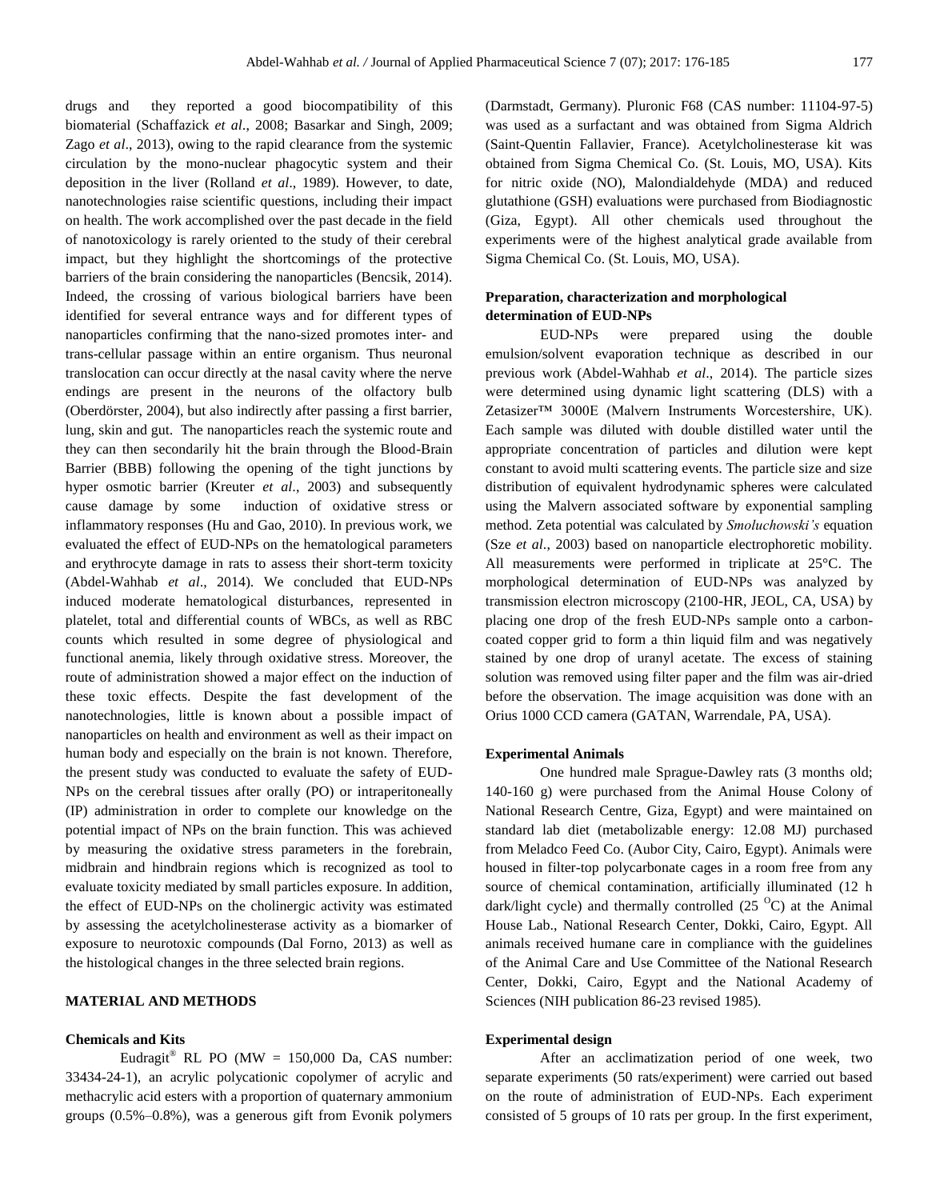drugs and they reported a good biocompatibility of this biomaterial (Schaffazick *et al*., 2008; Basarkar and Singh, 2009; Zago *et al*., 2013), owing to the rapid clearance from the systemic circulation by the mono-nuclear phagocytic system and their deposition in the liver (Rolland *et al*., 1989). However, to date, nanotechnologies raise scientific questions, including their impact on health. The work accomplished over the past decade in the field of nanotoxicology is rarely oriented to the study of their cerebral impact, but they highlight the shortcomings of the protective barriers of the brain considering the nanoparticles (Bencsik, 2014). Indeed, the crossing of various biological barriers have been identified for several entrance ways and for different types of nanoparticles confirming that the nano-sized promotes inter- and trans-cellular passage within an entire organism. Thus neuronal translocation can occur directly at the nasal cavity where the nerve endings are present in the neurons of the olfactory bulb (Oberdörster, 2004), but also indirectly after passing a first barrier, lung, skin and gut. The nanoparticles reach the systemic route and they can then secondarily hit the brain through the Blood-Brain Barrier (BBB) following the opening of the tight junctions by hyper osmotic barrier (Kreuter *et al*., 2003) and subsequently cause damage by some induction of oxidative stress or inflammatory responses (Hu and Gao, 2010). In previous work, we evaluated the effect of EUD-NPs on the hematological parameters and erythrocyte damage in rats to assess their short-term toxicity (Abdel-Wahhab *et al*., 2014). We concluded that EUD-NPs induced moderate hematological disturbances, represented in platelet, total and differential counts of WBCs, as well as RBC counts which resulted in some degree of physiological and functional anemia, likely through oxidative stress. Moreover, the route of administration showed a major effect on the induction of these toxic effects. Despite the fast development of the nanotechnologies, little is known about a possible impact of nanoparticles on health and environment as well as their impact on human body and especially on the brain is not known. Therefore, the present study was conducted to evaluate the safety of EUD-NPs on the cerebral tissues after orally (PO) or intraperitoneally (IP) administration in order to complete our knowledge on the potential impact of NPs on the brain function. This was achieved by measuring the oxidative stress parameters in the forebrain, midbrain and hindbrain regions which is recognized as tool to evaluate toxicity mediated by small particles exposure. In addition, the effect of EUD-NPs on the cholinergic activity was estimated by assessing the acetylcholinesterase activity as a biomarker of exposure to neurotoxic compounds (Dal Forno, 2013) as well as the histological changes in the three selected brain regions.

## MATERIAL AND METHODS

### Chemicals and Kits

Eudragit® RL PO (MW = 150,000 Da, CAS number: 33434-24-1), an acrylic polycationic copolymer of acrylic and methacrylic acid esters with a proportion of quaternary ammonium groups (0.5%–0.8%), was a generous gift from Evonik polymers (Darmstadt, Germany). Pluronic F68 (CAS number: 11104-97-5) was used as a surfactant and was obtained from Sigma Aldrich (Saint-Quentin Fallavier, France). Acetylcholinesterase kit was obtained from Sigma Chemical Co. (St. Louis, MO, USA). Kits for nitric oxide (NO), Malondialdehyde (MDA) and reduced glutathione (GSH) evaluations were purchased from Biodiagnostic (Giza, Egypt). All other chemicals used throughout the experiments were of the highest analytical grade available from Sigma Chemical Co. (St. Louis, MO, USA).

### Preparation, characterization and morphological determination of EUD-NPs

EUD-NPs were prepared using the double emulsion/solvent evaporation technique as described in our previous work (Abdel-Wahhab *et al*., 2014). The particle sizes were determined using dynamic light scattering (DLS) with a Zetasizer™ 3000E (Malvern Instruments Worcestershire, UK). Each sample was diluted with double distilled water until the appropriate concentration of particles and dilution were kept constant to avoid multi scattering events. The particle size and size distribution of equivalent hydrodynamic spheres were calculated using the Malvern associated software by exponential sampling method. Zeta potential was calculated by *Smoluchowski's* equation (Sze *et al*., 2003) based on nanoparticle electrophoretic mobility. All measurements were performed in triplicate at 25°C. The morphological determination of EUD-NPs was analyzed by transmission electron microscopy (2100-HR, JEOL, CA, USA) by placing one drop of the fresh EUD-NPs sample onto a carbon-coated copper grid to form a thin liquid film and was negatively stained by one drop of uranyl acetate. The excess of staining solution was removed using filter paper and the film was air-dried before the observation. The image acquisition was done with an Orius 1000 CCD camera (GATAN, Warrendale, PA, USA).

### Experimental Animals

One hundred male Sprague-Dawley rats (3 months old; 140-160 g) were purchased from the Animal House Colony of National Research Centre, Giza, Egypt) and were maintained on standard lab diet (metabolizable energy: 12.08 MJ) purchased from Meladco Feed Co. (Aubor City, Cairo, Egypt). Animals were housed in filter-top polycarbonate cages in a room free from any source of chemical contamination, artificially illuminated (12 h dark/light cycle) and thermally controlled (25 $^{O}$C) at the Animal House Lab., National Research Center, Dokki, Cairo, Egypt. All animals received humane care in compliance with the guidelines of the Animal Care and Use Committee of the National Research Center, Dokki, Cairo, Egypt and the National Academy of Sciences (NIH publication 86-23 revised 1985).

### Experimental design

After an acclimatization period of one week, two separate experiments (50 rats/experiment) were carried out based on the route of administration of EUD-NPs. Each experiment consisted of 5 groups of 10 rats per group. In the first experiment,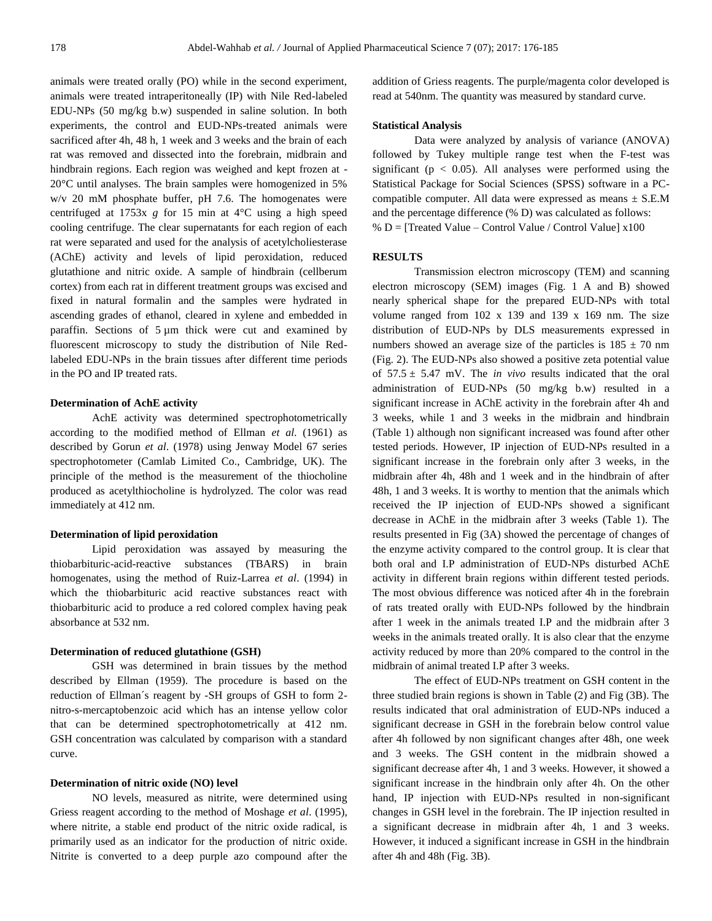animals were treated orally (PO) while in the second experiment, animals were treated intraperitoneally (IP) with Nile Red-labeled EDU-NPs (50 mg/kg b.w) suspended in saline solution. In both experiments, the control and EUD-NPs-treated animals were sacrificed after 4h, 48 h, 1 week and 3 weeks and the brain of each rat was removed and dissected into the forebrain, midbrain and hindbrain regions. Each region was weighed and kept frozen at -20°C until analyses. The brain samples were homogenized in 5% w/v 20 mM phosphate buffer, pH 7.6. The homogenates were centrifuged at 1753x *g* for 15 min at 4°C using a high speed cooling centrifuge. The clear supernatants for each region of each rat were separated and used for the analysis of acetylcholiesterase (AChE) activity and levels of lipid peroxidation, reduced glutathione and nitric oxide. A sample of hindbrain (cellberum cortex) from each rat in different treatment groups was excised and fixed in natural formalin and the samples were hydrated in ascending grades of ethanol, cleared in xylene and embedded in paraffin. Sections of 5 µm thick were cut and examined by fluorescent microscopy to study the distribution of Nile Red-labeled EDU-NPs in the brain tissues after different time periods in the PO and IP treated rats.

#### Determination of AchE activity

AchE activity was determined spectrophotometrically according to the modified method of Ellman *et al.* (1961) as described by Gorun *et al*. (1978) using Jenway Model 67 series spectrophotometer (Camlab Limited Co., Cambridge, UK). The principle of the method is the measurement of the thiocholine produced as acetylthiocholine is hydrolyzed. The color was read immediately at 412 nm.

#### Determination of lipid peroxidation

Lipid peroxidation was assayed by measuring the thiobarbituric-acid-reactive substances (TBARS) in brain homogenates, using the method of Ruiz-Larrea *et al*. (1994) in which the thiobarbituric acid reactive substances react with thiobarbituric acid to produce a red colored complex having peak absorbance at 532 nm.

#### Determination of reduced glutathione (GSH)

GSH was determined in brain tissues by the method described by Ellman (1959). The procedure is based on the reduction of Ellman´s reagent by -SH groups of GSH to form 2-nitro-s-mercaptobenzoic acid which has an intense yellow color that can be determined spectrophotometrically at 412 nm. GSH concentration was calculated by comparison with a standard curve.

#### Determination of nitric oxide (NO) level

NO levels, measured as nitrite, were determined using Griess reagent according to the method of Moshage *et al*. (1995), where nitrite, a stable end product of the nitric oxide radical, is primarily used as an indicator for the production of nitric oxide. Nitrite is converted to a deep purple azo compound after the addition of Griess reagents. The purple/magenta color developed is read at 540nm. The quantity was measured by standard curve.

#### Statistical Analysis

Data were analyzed by analysis of variance (ANOVA) followed by Tukey multiple range test when the F-test was significant ($p < 0.05$). All analyses were performed using the Statistical Package for Social Sciences (SPSS) software in a PC-compatible computer. All data were expressed as means ± S.E.M and the percentage difference (% D) was calculated as follows:
% D = [Treated Value – Control Value / Control Value] x100

### RESULTS

Transmission electron microscopy (TEM) and scanning electron microscopy (SEM) images (Fig. 1 A and B) showed nearly spherical shape for the prepared EUD-NPs with total volume ranged from 102 x 139 and 139 x 169 nm. The size distribution of EUD-NPs by DLS measurements expressed in numbers showed an average size of the particles is 185 ± 70 nm (Fig. 2). The EUD-NPs also showed a positive zeta potential value of 57.5 ± 5.47 mV. The *in vivo* results indicated that the oral administration of EUD-NPs (50 mg/kg b.w) resulted in a significant increase in AChE activity in the forebrain after 4h and 3 weeks, while 1 and 3 weeks in the midbrain and hindbrain (Table 1) although non significant increased was found after other tested periods. However, IP injection of EUD-NPs resulted in a significant increase in the forebrain only after 3 weeks, in the midbrain after 4h, 48h and 1 week and in the hindbrain of after 48h, 1 and 3 weeks. It is worthy to mention that the animals which received the IP injection of EUD-NPs showed a significant decrease in AChE in the midbrain after 3 weeks (Table 1). The results presented in Fig (3A) showed the percentage of changes of the enzyme activity compared to the control group. It is clear that both oral and I.P administration of EUD-NPs disturbed AChE activity in different brain regions within different tested periods. The most obvious difference was noticed after 4h in the forebrain of rats treated orally with EUD-NPs followed by the hindbrain after 1 week in the animals treated I.P and the midbrain after 3 weeks in the animals treated orally. It is also clear that the enzyme activity reduced by more than 20% compared to the control in the midbrain of animal treated I.P after 3 weeks.

The effect of EUD-NPs treatment on GSH content in the three studied brain regions is shown in Table (2) and Fig (3B). The results indicated that oral administration of EUD-NPs induced a significant decrease in GSH in the forebrain below control value after 4h followed by non significant changes after 48h, one week and 3 weeks. The GSH content in the midbrain showed a significant decrease after 4h, 1 and 3 weeks. However, it showed a significant increase in the hindbrain only after 4h. On the other hand, IP injection with EUD-NPs resulted in non-significant changes in GSH level in the forebrain. The IP injection resulted in a significant decrease in midbrain after 4h, 1 and 3 weeks. However, it induced a significant increase in GSH in the hindbrain after 4h and 48h (Fig. 3B).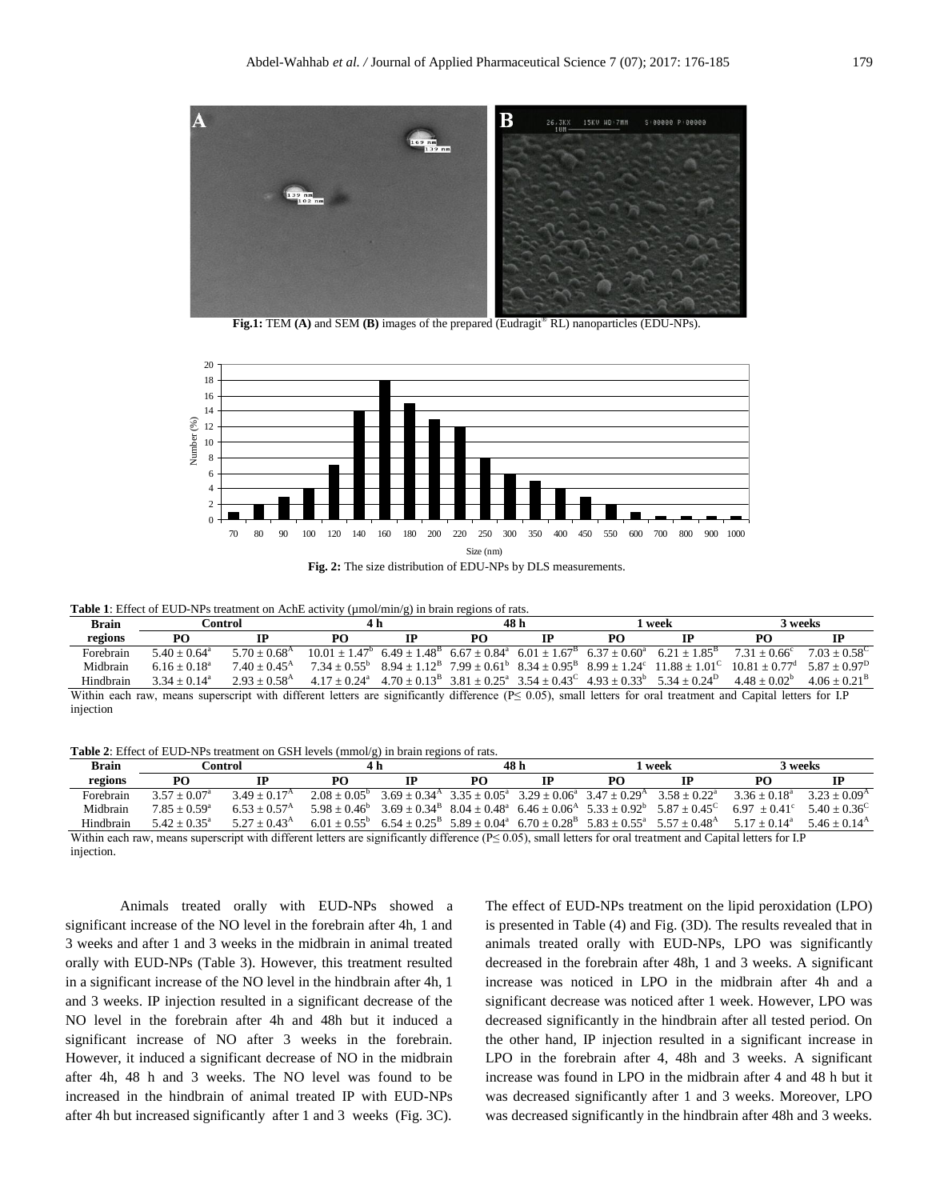**Fig.1:** TEM **(A)** and SEM **(B)** images of the prepared (Eudragit® RL) nanoparticles (EDU-NPs).

**Fig. 2:** The size distribution of EDU-NPs by DLS measurements.

**Table 1**: Effect of EUD-NPs treatment on AchE activity (µmol/min/g) in brain regions of rats.

| Brain regions | Control | | 4 h | | 48 h | | 1 week | | 3 weeks | |
|---|---|---|---|---|---|---|---|---|---|---|
| | PO | IP | PO | IP | PO | IP | PO | IP | PO | IP |
| Forebrain | $5.40 \pm 0.64^{a}$ | $5.70 \pm 0.68^{A}$ | $10.01 \pm 1.47^{b}$ | $6.49 \pm 1.48^{B}$ | $6.67 \pm 0.84^{a}$ | $6.01 \pm 1.67^{B}$ | $6.37 \pm 0.60^{a}$ | $6.21 \pm 1.85^{B}$ | $7.31 \pm 0.66^{c}$ | $7.03 \pm 0.58^{C}$ |
| Midbrain | $6.16 \pm 0.18^{a}$ | $7.40 \pm 0.45^{A}$ | $7.34 \pm 0.55^{b}$ | $8.94 \pm 1.12^{B}$ | $7.99 \pm 0.61^{b}$ | $8.34 \pm 0.95^{B}$ | $8.99 \pm 1.24^{c}$ | $11.88 \pm 1.01^{C}$ | $10.81 \pm 0.77^{d}$ | $5.87 \pm 0.97^{D}$ |
| Hindbrain | $3.34 \pm 0.14^{a}$ | $2.93 \pm 0.58^{A}$ | $4.17 \pm 0.24^{a}$ | $4.70 \pm 0.13^{B}$ | $3.81 \pm 0.25^{a}$ | $3.54 \pm 0.43^{C}$ | $4.93 \pm 0.33^{b}$ | $5.34 \pm 0.24^{D}$ | $4.48 \pm 0.02^{b}$ | $4.06 \pm 0.21^{B}$ |

Within each raw, means superscript with different letters are significantly difference (P≤ 0.05), small letters for oral treatment and Capital letters for I.P injection

**Table 2**: Effect of EUD-NPs treatment on GSH levels (mmol/g) in brain regions of rats.

| Brain regions | Control | | 4 h | | 48 h | | 1 week | | 3 weeks | |
|---|---|---|---|---|---|---|---|---|---|---|
| | PO | IP | PO | IP | PO | IP | PO | IP | PO | IP |
| Forebrain | $3.57 \pm 0.07^{a}$ | $3.49 \pm 0.17^{A}$ | $2.08 \pm 0.05^{b}$ | $3.69 \pm 0.34^{A}$ | $3.35 \pm 0.05^{a}$ | $3.29 \pm 0.06^{a}$ | $3.47 \pm 0.29^{A}$ | $3.58 \pm 0.22^{a}$ | $3.36 \pm 0.18^{a}$ | $3.23 \pm 0.09^{A}$ |
| Midbrain | $7.85 \pm 0.59^{a}$ | $6.53 \pm 0.57^{A}$ | $5.98 \pm 0.46^{b}$ | $3.69 \pm 0.34^{B}$ | $8.04 \pm 0.48^{a}$ | $6.46 \pm 0.06^{A}$ | $5.33 \pm 0.92^{b}$ | $5.87 \pm 0.45^{C}$ | $6.97 \pm 0.41^{c}$ | $5.40 \pm 0.36^{C}$ |
| Hindbrain | $5.42 \pm 0.35^{a}$ | $5.27 \pm 0.43^{A}$ | $6.01 \pm 0.55^{b}$ | $6.54 \pm 0.25^{B}$ | $5.89 \pm 0.04^{a}$ | $6.70 \pm 0.28^{B}$ | $5.83 \pm 0.55^{a}$ | $5.57 \pm 0.48^{A}$ | $5.17 \pm 0.14^{a}$ | $5.46 \pm 0.14^{A}$ |

Within each raw, means superscript with different letters are significantly difference (P≤ 0.05), small letters for oral treatment and Capital letters for I.P injection.

Animals treated orally with EUD-NPs showed a significant increase of the NO level in the forebrain after 4h, 1 and 3 weeks and after 1 and 3 weeks in the midbrain in animal treated orally with EUD-NPs (Table 3). However, this treatment resulted in a significant increase of the NO level in the hindbrain after 4h, 1 and 3 weeks. IP injection resulted in a significant decrease of the NO level in the forebrain after 4h and 48h but it induced a significant increase of NO after 3 weeks in the forebrain. However, it induced a significant decrease of NO in the midbrain after 4h, 48 h and 3 weeks. The NO level was found to be increased in the hindbrain of animal treated IP with EUD-NPs after 4h but increased significantly after 1 and 3 weeks (Fig. 3C).

The effect of EUD-NPs treatment on the lipid peroxidation (LPO) is presented in Table (4) and Fig. (3D). The results revealed that in animals treated orally with EUD-NPs, LPO was significantly decreased in the forebrain after 48h, 1 and 3 weeks. A significant increase was noticed in LPO in the midbrain after 4h and a significant decrease was noticed after 1 week. However, LPO was decreased significantly in the hindbrain after all tested period. On the other hand, IP injection resulted in a significant increase in LPO in the forebrain after 4, 48h and 3 weeks. A significant increase was found in LPO in the midbrain after 4 and 48 h but it was decreased significantly after 1 and 3 weeks. Moreover, LPO was decreased significantly in the hindbrain after 48h and 3 weeks.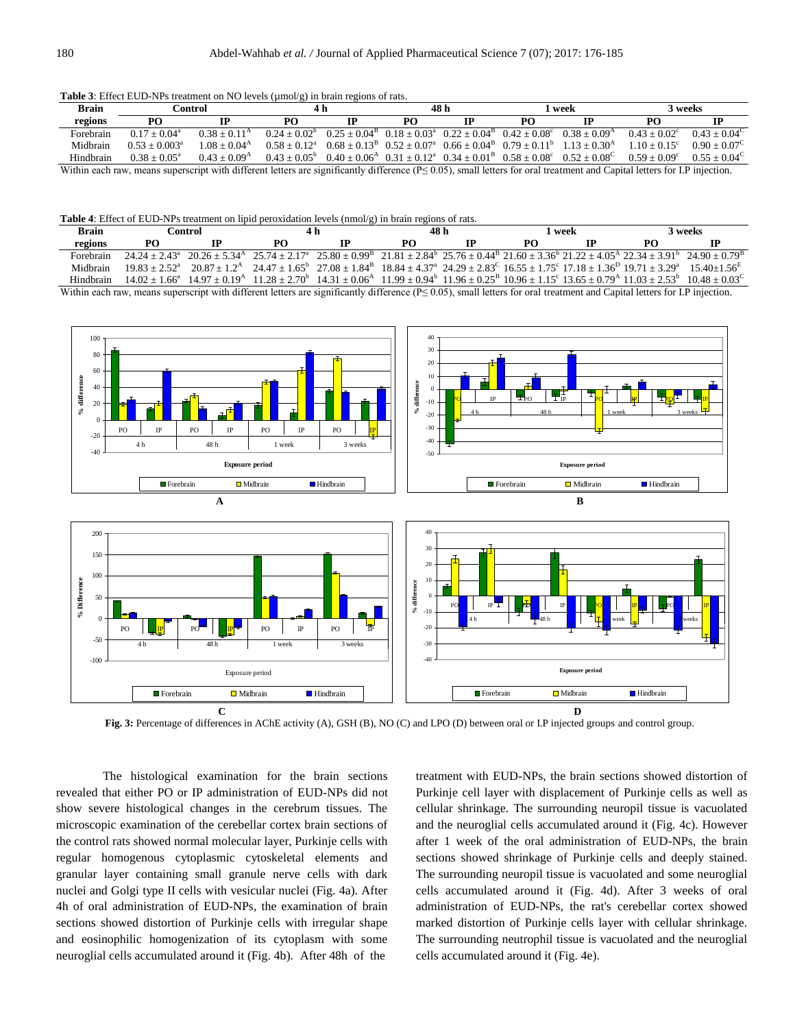**Table 3**: Effect EUD-NPs treatment on NO levels (μmol/g) in brain regions of rats.

| Brain regions | Control | | 4 h | | 48 h | | 1 week | | 3 weeks | |
|---|---|---|---|---|---|---|---|---|---|---|
| | PO | IP | PO | IP | PO | IP | PO | IP | PO | IP |
| Forebrain | 0.17 ± 0.04[a] | 0.38 ± 0.11[A] | 0.24 ± 0.02[b] | 0.25 ± 0.04[B] | 0.18 ± 0.03[a] | 0.22 ± 0.04[B] | 0.42 ± 0.08[c] | 0.38 ± 0.09[A] | 0.43 ± 0.02[c] | 0.43 ± 0.04[C] |
| Midbrain | 0.53 ± 0.003[a] | 1.08 ± 0.04[A] | 0.58 ± 0.12[a] | 0.68 ± 0.13[B] | 0.52 ± 0.07[a] | 0.66 ± 0.04[B] | 0.79 ± 0.11[b] | 1.13 ± 0.30[A] | 1.10 ± 0.15[c] | 0.90 ± 0.07[C] |
| Hindbrain | 0.38 ± 0.05[a] | 0.43 ± 0.09[A] | 0.43 ± 0.05[b] | 0.40 ± 0.06[A] | 0.31 ± 0.12[a] | 0.34 ± 0.01[B] | 0.58 ± 0.08[c] | 0.52 ± 0.08[C] | 0.59 ± 0.09[c] | 0.55 ± 0.04[C] |

Within each raw, means superscript with different letters are significantly difference ($P \leq 0.05$), small letters for oral treatment and Capital letters for I.P injection.

**Table 4**: Effect of EUD-NPs treatment on lipid peroxidation levels (nmol/g) in brain regions of rats.

| Brain regions | Control | | 4 h | | 48 h | | 1 week | | 3 weeks | |
|---|---|---|---|---|---|---|---|---|---|---|
| | PO | IP | PO | IP | PO | IP | PO | IP | PO | IP |
| Forebrain | 24.24 ± 2.43[a] | 20.26 ± 5.34[A] | 25.74 ± 2.17[a] | 25.80 ± 0.99[B] | 21.81 ± 2.84[b] | 25.76 ± 0.44[B] | 21.60 ± 3.36[b] | 21.22 ± 4.05[A] | 22.34 ± 3.91[b] | 24.90 ± 0.79[B] |
| Midbrain | 19.83 ± 2.52[a] | 20.87 ± 1.2[A] | 24.47 ± 1.65[b] | 27.08 ± 1.84[B] | 18.84 ± 4.37[a] | 24.29 ± 2.83[C] | 16.55 ± 1.75[c] | 17.18 ± 1.36[D] | 19.71 ± 3.29[a] | 15.40±1.56[E] |
| Hindbrain | 14.02 ± 1.66[a] | 14.97 ± 0.19[A] | 11.28 ± 2.70[b] | 14.31 ± 0.06[A] | 11.99 ± 0.94[b] | 11.96 ± 0.25[B] | 10.96 ± 1.15[c] | 13.65 ± 0.79[A] | 11.03 ± 2.53[b] | 10.48 ± 0.03[C] |

Within each raw, means superscript with different letters are significantly difference ($P \leq 0.05$), small letters for oral treatment and Capital letters for I.P injection.

**Fig. 3:** Percentage of differences in AChE activity (A), GSH (B), NO (C) and LPO (D) between oral or I.P injected groups and control group.

The histological examination for the brain sections revealed that either PO or IP administration of EUD-NPs did not show severe histological changes in the cerebrum tissues. The microscopic examination of the cerebellar cortex brain sections of the control rats showed normal molecular layer, Purkinje cells with regular homogenous cytoplasmic cytoskeletal elements and granular layer containing small granule nerve cells with dark nuclei and Golgi type II cells with vesicular nuclei (Fig. 4a). After 4h of oral administration of EUD-NPs, the examination of brain sections showed distortion of Purkinje cells with irregular shape and eosinophilic homogenization of its cytoplasm with some neuroglial cells accumulated around it (Fig. 4b). After 48h of the treatment with EUD-NPs, the brain sections showed distortion of Purkinje cell layer with displacement of Purkinje cells as well as cellular shrinkage. The surrounding neuropil tissue is vacuolated and the neuroglial cells accumulated around it (Fig. 4c). However after 1 week of the oral administration of EUD-NPs, the brain sections showed shrinkage of Purkinje cells and deeply stained. The surrounding neuropil tissue is vacuolated and some neuroglial cells accumulated around it (Fig. 4d). After 3 weeks of oral administration of EUD-NPs, the rat's cerebellar cortex showed marked distortion of Purkinje cells layer with cellular shrinkage. The surrounding neutrophil tissue is vacuolated and the neuroglial cells accumulated around it (Fig. 4e).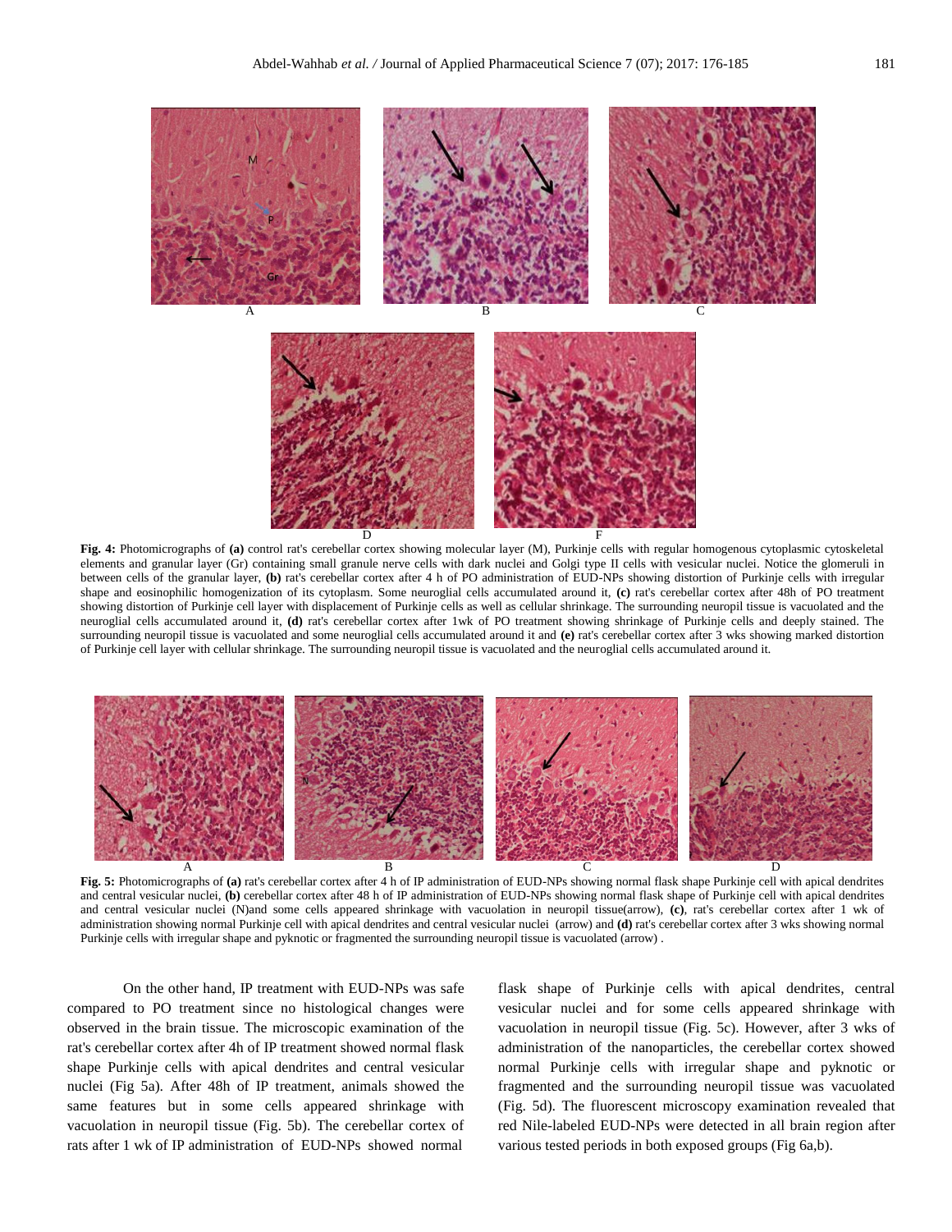**Fig. 4:** Photomicrographs of **(a)** control rat's cerebellar cortex showing molecular layer (M), Purkinje cells with regular homogenous cytoplasmic cytoskeletal elements and granular layer (Gr) containing small granule nerve cells with dark nuclei and Golgi type II cells with vesicular nuclei. Notice the glomeruli in between cells of the granular layer, **(b)** rat's cerebellar cortex after 4 h of PO administration of EUD-NPs showing distortion of Purkinje cells with irregular shape and eosinophilic homogenization of its cytoplasm. Some neuroglial cells accumulated around it, **(c)** rat's cerebellar cortex after 48h of PO treatment showing distortion of Purkinje cell layer with displacement of Purkinje cells as well as cellular shrinkage. The surrounding neuropil tissue is vacuolated and the neuroglial cells accumulated around it, **(d)** rat's cerebellar cortex after 1wk of PO treatment showing shrinkage of Purkinje cells and deeply stained. The surrounding neuropil tissue is vacuolated and some neuroglial cells accumulated around it and **(e)** rat's cerebellar cortex after 3 wks showing marked distortion of Purkinje cell layer with cellular shrinkage. The surrounding neuropil tissue is vacuolated and the neuroglial cells accumulated around it.

**Fig. 5:** Photomicrographs of **(a)** rat's cerebellar cortex after 4 h of IP administration of EUD-NPs showing normal flask shape Purkinje cell with apical dendrites and central vesicular nuclei, **(b)** cerebellar cortex after 48 h of IP administration of EUD-NPs showing normal flask shape of Purkinje cell with apical dendrites and central vesicular nuclei (N)and some cells appeared shrinkage with vacuolation in neuropil tissue(arrow), **(c)**, rat's cerebellar cortex after 1 wk of administration showing normal Purkinje cell with apical dendrites and central vesicular nuclei (arrow) and **(d)** rat's cerebellar cortex after 3 wks showing normal Purkinje cells with irregular shape and pyknotic or fragmented the surrounding neuropil tissue is vacuolated (arrow) .

On the other hand, IP treatment with EUD-NPs was safe compared to PO treatment since no histological changes were observed in the brain tissue. The microscopic examination of the rat's cerebellar cortex after 4h of IP treatment showed normal flask shape Purkinje cells with apical dendrites and central vesicular nuclei (Fig 5a). After 48h of IP treatment, animals showed the same features but in some cells appeared shrinkage with vacuolation in neuropil tissue (Fig. 5b). The cerebellar cortex of rats after 1 wk of IP administration of EUD-NPs showed normal flask shape of Purkinje cells with apical dendrites, central vesicular nuclei and for some cells appeared shrinkage with vacuolation in neuropil tissue (Fig. 5c). However, after 3 wks of administration of the nanoparticles, the cerebellar cortex showed normal Purkinje cells with irregular shape and pyknotic or fragmented and the surrounding neuropil tissue was vacuolated (Fig. 5d). The fluorescent microscopy examination revealed that red Nile-labeled EUD-NPs were detected in all brain region after various tested periods in both exposed groups (Fig 6a,b).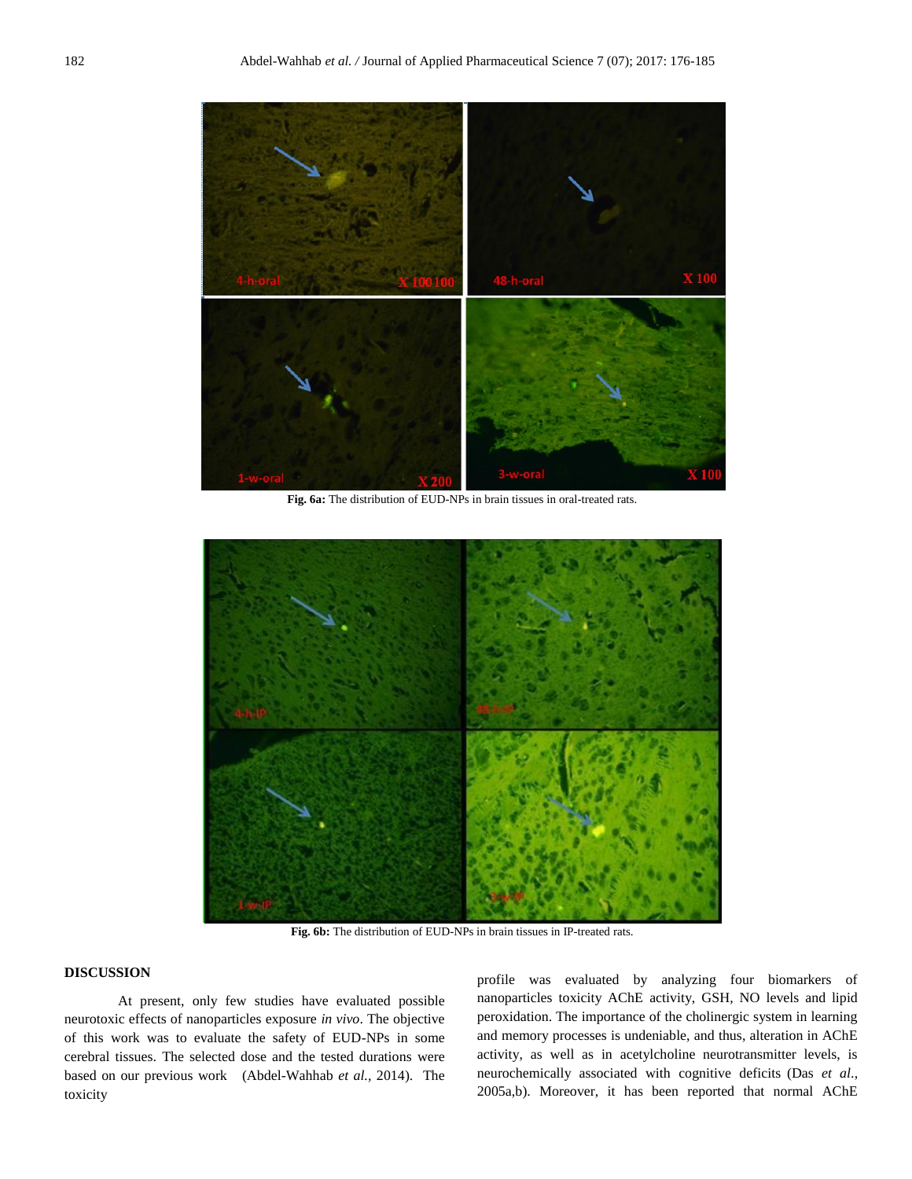**Fig. 6a:** The distribution of EUD-NPs in brain tissues in oral-treated rats.

**Fig. 6b:** The distribution of EUD-NPs in brain tissues in IP-treated rats.

## DISCUSSION

At present, only few studies have evaluated possible neurotoxic effects of nanoparticles exposure *in vivo*. The objective of this work was to evaluate the safety of EUD-NPs in some cerebral tissues. The selected dose and the tested durations were based on our previous work (Abdel-Wahhab *et al.*, 2014). The toxicity profile was evaluated by analyzing four biomarkers of nanoparticles toxicity AChE activity, GSH, NO levels and lipid peroxidation. The importance of the cholinergic system in learning and memory processes is undeniable, and thus, alteration in AChE activity, as well as in acetylcholine neurotransmitter levels, is neurochemically associated with cognitive deficits (Das *et al.*, 2005a,b). Moreover, it has been reported that normal AChE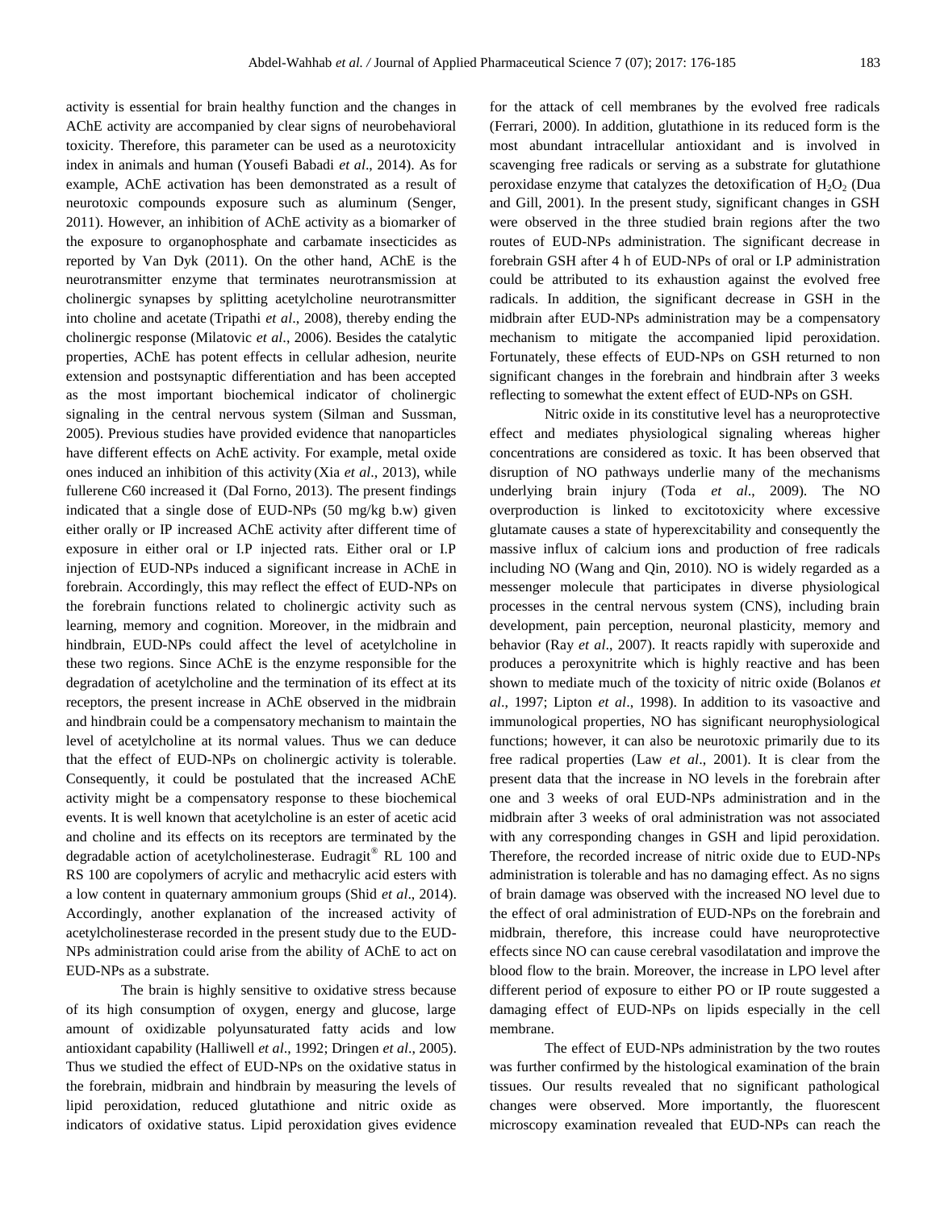activity is essential for brain healthy function and the changes in AChE activity are accompanied by clear signs of neurobehavioral toxicity. Therefore, this parameter can be used as a neurotoxicity index in animals and human (Yousefi Babadi *et al*., 2014). As for example, AChE activation has been demonstrated as a result of neurotoxic compounds exposure such as aluminum (Senger, 2011). However, an inhibition of AChE activity as a biomarker of the exposure to organophosphate and carbamate insecticides as reported by Van Dyk (2011). On the other hand, AChE is the neurotransmitter enzyme that terminates neurotransmission at cholinergic synapses by splitting acetylcholine neurotransmitter into choline and acetate (Tripathi *et al*., 2008), thereby ending the cholinergic response (Milatovic *et al*., 2006). Besides the catalytic properties, AChE has potent effects in cellular adhesion, neurite extension and postsynaptic differentiation and has been accepted as the most important biochemical indicator of cholinergic signaling in the central nervous system (Silman and Sussman, 2005). Previous studies have provided evidence that nanoparticles have different effects on AchE activity. For example, metal oxide ones induced an inhibition of this activity (Xia *et al*., 2013), while fullerene C60 increased it (Dal Forno, 2013). The present findings indicated that a single dose of EUD-NPs (50 mg/kg b.w) given either orally or IP increased AChE activity after different time of exposure in either oral or I.P injected rats. Either oral or I.P injection of EUD-NPs induced a significant increase in AChE in forebrain. Accordingly, this may reflect the effect of EUD-NPs on the forebrain functions related to cholinergic activity such as learning, memory and cognition. Moreover, in the midbrain and hindbrain, EUD-NPs could affect the level of acetylcholine in these two regions. Since AChE is the enzyme responsible for the degradation of acetylcholine and the termination of its effect at its receptors, the present increase in AChE observed in the midbrain and hindbrain could be a compensatory mechanism to maintain the level of acetylcholine at its normal values. Thus we can deduce that the effect of EUD-NPs on cholinergic activity is tolerable. Consequently, it could be postulated that the increased AChE activity might be a compensatory response to these biochemical events. It is well known that acetylcholine is an ester of acetic acid and choline and its effects on its receptors are terminated by the degradable action of acetylcholinesterase. Eudragit® RL 100 and RS 100 are copolymers of acrylic and methacrylic acid esters with a low content in quaternary ammonium groups (Shid *et al*., 2014). Accordingly, another explanation of the increased activity of acetylcholinesterase recorded in the present study due to the EUD-NPs administration could arise from the ability of AChE to act on EUD-NPs as a substrate.

The brain is highly sensitive to oxidative stress because of its high consumption of oxygen, energy and glucose, large amount of oxidizable polyunsaturated fatty acids and low antioxidant capability (Halliwell *et al*., 1992; Dringen *et al*., 2005). Thus we studied the effect of EUD-NPs on the oxidative status in the forebrain, midbrain and hindbrain by measuring the levels of lipid peroxidation, reduced glutathione and nitric oxide as indicators of oxidative status. Lipid peroxidation gives evidence for the attack of cell membranes by the evolved free radicals (Ferrari, 2000). In addition, glutathione in its reduced form is the most abundant intracellular antioxidant and is involved in scavenging free radicals or serving as a substrate for glutathione peroxidase enzyme that catalyzes the detoxification of $H_2O_2$ (Dua and Gill, 2001). In the present study, significant changes in GSH were observed in the three studied brain regions after the two routes of EUD-NPs administration. The significant decrease in forebrain GSH after 4 h of EUD-NPs of oral or I.P administration could be attributed to its exhaustion against the evolved free radicals. In addition, the significant decrease in GSH in the midbrain after EUD-NPs administration may be a compensatory mechanism to mitigate the accompanied lipid peroxidation. Fortunately, these effects of EUD-NPs on GSH returned to non significant changes in the forebrain and hindbrain after 3 weeks reflecting to somewhat the extent effect of EUD-NPs on GSH.

Nitric oxide in its constitutive level has a neuroprotective effect and mediates physiological signaling whereas higher concentrations are considered as toxic. It has been observed that disruption of NO pathways underlie many of the mechanisms underlying brain injury (Toda *et al*., 2009). The NO overproduction is linked to excitotoxicity where excessive glutamate causes a state of hyperexcitability and consequently the massive influx of calcium ions and production of free radicals including NO (Wang and Qin, 2010). NO is widely regarded as a messenger molecule that participates in diverse physiological processes in the central nervous system (CNS), including brain development, pain perception, neuronal plasticity, memory and behavior (Ray *et al*., 2007). It reacts rapidly with superoxide and produces a peroxynitrite which is highly reactive and has been shown to mediate much of the toxicity of nitric oxide (Bolanos *et al*., 1997; Lipton *et al*., 1998). In addition to its vasoactive and immunological properties, NO has significant neurophysiological functions; however, it can also be neurotoxic primarily due to its free radical properties (Law *et al*., 2001). It is clear from the present data that the increase in NO levels in the forebrain after one and 3 weeks of oral EUD-NPs administration and in the midbrain after 3 weeks of oral administration was not associated with any corresponding changes in GSH and lipid peroxidation. Therefore, the recorded increase of nitric oxide due to EUD-NPs administration is tolerable and has no damaging effect. As no signs of brain damage was observed with the increased NO level due to the effect of oral administration of EUD-NPs on the forebrain and midbrain, therefore, this increase could have neuroprotective effects since NO can cause cerebral vasodilatation and improve the blood flow to the brain. Moreover, the increase in LPO level after different period of exposure to either PO or IP route suggested a damaging effect of EUD-NPs on lipids especially in the cell membrane.

The effect of EUD-NPs administration by the two routes was further confirmed by the histological examination of the brain tissues. Our results revealed that no significant pathological changes were observed. More importantly, the fluorescent microscopy examination revealed that EUD-NPs can reach the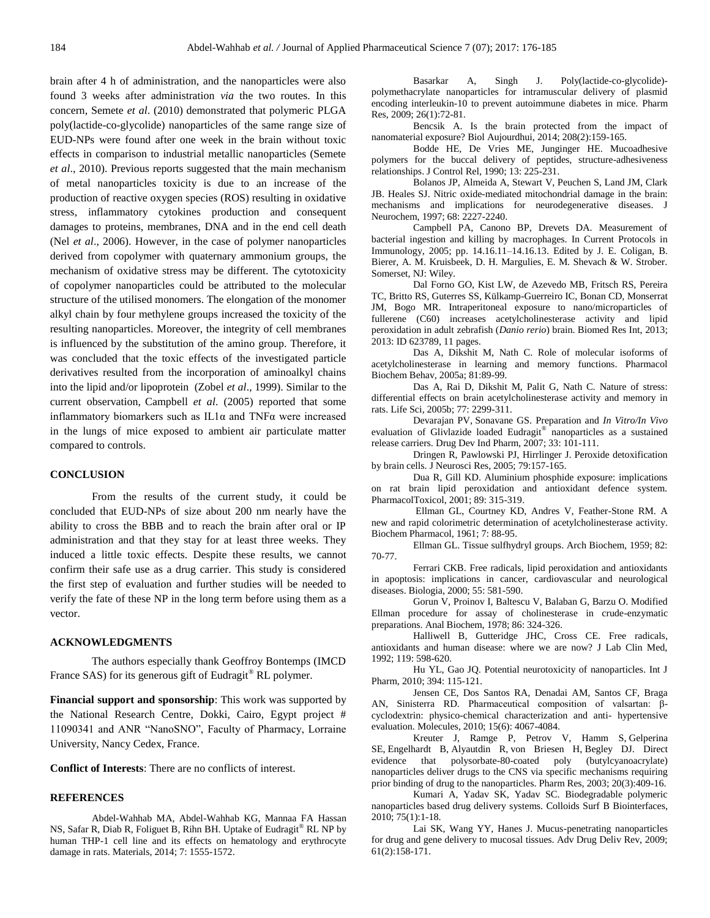brain after 4 h of administration, and the nanoparticles were also found 3 weeks after administration *via* the two routes. In this concern, Semete *et al*. (2010) demonstrated that polymeric PLGA poly(lactide-co-glycolide) nanoparticles of the same range size of EUD-NPs were found after one week in the brain without toxic effects in comparison to industrial metallic nanoparticles (Semete *et al*., 2010). Previous reports suggested that the main mechanism of metal nanoparticles toxicity is due to an increase of the production of reactive oxygen species (ROS) resulting in oxidative stress, inflammatory cytokines production and consequent damages to proteins, membranes, DNA and in the end cell death (Nel *et al*., 2006). However, in the case of polymer nanoparticles derived from copolymer with quaternary ammonium groups, the mechanism of oxidative stress may be different. The cytotoxicity of copolymer nanoparticles could be attributed to the molecular structure of the utilised monomers. The elongation of the monomer alkyl chain by four methylene groups increased the toxicity of the resulting nanoparticles. Moreover, the integrity of cell membranes is influenced by the substitution of the amino group. Therefore, it was concluded that the toxic effects of the investigated particle derivatives resulted from the incorporation of aminoalkyl chains into the lipid and/or lipoprotein (Zobel *et al*., 1999). Similar to the current observation, Campbell *et al*. (2005) reported that some inflammatory biomarkers such as IL1α and TNFα were increased in the lungs of mice exposed to ambient air particulate matter compared to controls.

## CONCLUSION

From the results of the current study, it could be concluded that EUD-NPs of size about 200 nm nearly have the ability to cross the BBB and to reach the brain after oral or IP administration and that they stay for at least three weeks. They induced a little toxic effects. Despite these results, we cannot confirm their safe use as a drug carrier. This study is considered the first step of evaluation and further studies will be needed to verify the fate of these NP in the long term before using them as a vector.

## ACKNOWLEDGMENTS

The authors especially thank Geoffroy Bontemps (IMCD France SAS) for its generous gift of Eudragit® RL polymer.

**Financial support and sponsorship**: This work was supported by the National Research Centre, Dokki, Cairo, Egypt project # 11090341 and ANR "NanoSNO", Faculty of Pharmacy, Lorraine University, Nancy Cedex, France.

**Conflict of Interests**: There are no conflicts of interest.

## REFERENCES

Abdel-Wahhab MA, Abdel-Wahhab KG, Mannaa FA Hassan NS, Safar R, Diab R, Foliguet B, Rihn BH. Uptake of Eudragit® RL NP by human THP-1 cell line and its effects on hematology and erythrocyte damage in rats. Materials, 2014; 7: 1555-1572.

Basarkar A, Singh J. Poly(lactide-co-glycolide)-polymethacrylate nanoparticles for intramuscular delivery of plasmid encoding interleukin-10 to prevent autoimmune diabetes in mice. Pharm Res, 2009; 26(1):72-81.

Bencsik A. Is the brain protected from the impact of nanomaterial exposure? Biol Aujourdhui, 2014; 208(2):159-165.

Bodde HE, De Vries ME, Junginger HE. Mucoadhesive polymers for the buccal delivery of peptides, structure-adhesiveness relationships. J Control Rel, 1990; 13: 225-231.

Bolanos JP, Almeida A, Stewart V, Peuchen S, Land JM, Clark JB. Heales SJ. Nitric oxide-mediated mitochondrial damage in the brain: mechanisms and implications for neurodegenerative diseases. J Neurochem, 1997; 68: 2227-2240.

Campbell PA, Canono BP, Drevets DA. Measurement of bacterial ingestion and killing by macrophages. In Current Protocols in Immunology, 2005; pp. 14.16.11–14.16.13. Edited by J. E. Coligan, B. Bierer, A. M. Kruisbeek, D. H. Margulies, E. M. Shevach & W. Strober. Somerset, NJ: Wiley.

Dal Forno GO, Kist LW, de Azevedo MB, Fritsch RS, Pereira TC, Britto RS, Guterres SS, Külkamp-Guerreiro IC, Bonan CD, Monserrat JM, Bogo MR. Intraperitoneal exposure to nano/microparticles of fullerene (C60) increases acetylcholinesterase activity and lipid peroxidation in adult zebrafish (*Danio rerio*) brain. Biomed Res Int, 2013; 2013: ID 623789, 11 pages.

Das A, Dikshit M, Nath C. Role of molecular isoforms of acetylcholinesterase in learning and memory functions. Pharmacol Biochem Behav, 2005a; 81:89-99.

Das A, Rai D, Dikshit M, Palit G, Nath C. Nature of stress: differential effects on brain acetylcholinesterase activity and memory in rats. Life Sci, 2005b; 77: 2299-311.

Devarajan PV, Sonavane GS. Preparation and *In Vitro/In Vivo* evaluation of Glivlazide loaded Eudragit® nanoparticles as a sustained release carriers. Drug Dev Ind Pharm, 2007; 33: 101-111.

Dringen R, Pawlowski PJ, Hirrlinger J. Peroxide detoxification by brain cells. J Neurosci Res, 2005; 79:157-165.

Dua R, Gill KD. Aluminium phosphide exposure: implications on rat brain lipid peroxidation and antioxidant defence system. PharmacolToxicol, 2001; 89: 315-319.

Ellman GL, Courtney KD, Andres V, Feather-Stone RM. A new and rapid colorimetric determination of acetylcholinesterase activity. Biochem Pharmacol, 1961; 7: 88-95.

Ellman GL. Tissue sulfhydryl groups. Arch Biochem, 1959; 82: 70-77.

Ferrari CKB. Free radicals, lipid peroxidation and antioxidants in apoptosis: implications in cancer, cardiovascular and neurological diseases. Biologia, 2000; 55: 581-590.

Gorun V, Proinov I, Baltescu V, Balaban G, Barzu O. Modified Ellman procedure for assay of cholinesterase in crude-enzymatic preparations. Anal Biochem, 1978; 86: 324-326.

Halliwell B, Gutteridge JHC, Cross CE. Free radicals, antioxidants and human disease: where we are now? J Lab Clin Med, 1992; 119: 598-620.

Hu YL, Gao JQ. Potential neurotoxicity of nanoparticles. Int J Pharm, 2010; 394: 115-121.

Jensen CE, Dos Santos RA, Denadai AM, Santos CF, Braga AN, Sinisterra RD. Pharmaceutical composition of valsartan: β-cyclodextrin: physico-chemical characterization and anti- hypertensive evaluation. Molecules, 2010; 15(6): 4067-4084.

Kreuter J, Ramge P, Petrov V, Hamm S, Gelperina SE, Engelhardt B, Alyautdin R, von Briesen H, Begley DJ. Direct evidence that polysorbate-80-coated poly (butylcyanoacrylate) nanoparticles deliver drugs to the CNS via specific mechanisms requiring prior binding of drug to the nanoparticles. Pharm Res, 2003; 20(3):409-16.

Kumari A, Yadav SK, Yadav SC. Biodegradable polymeric nanoparticles based drug delivery systems. Colloids Surf B Biointerfaces, 2010; 75(1):1-18.

Lai SK, Wang YY, Hanes J. Mucus-penetrating nanoparticles for drug and gene delivery to mucosal tissues. Adv Drug Deliv Rev, 2009; 61(2):158-171.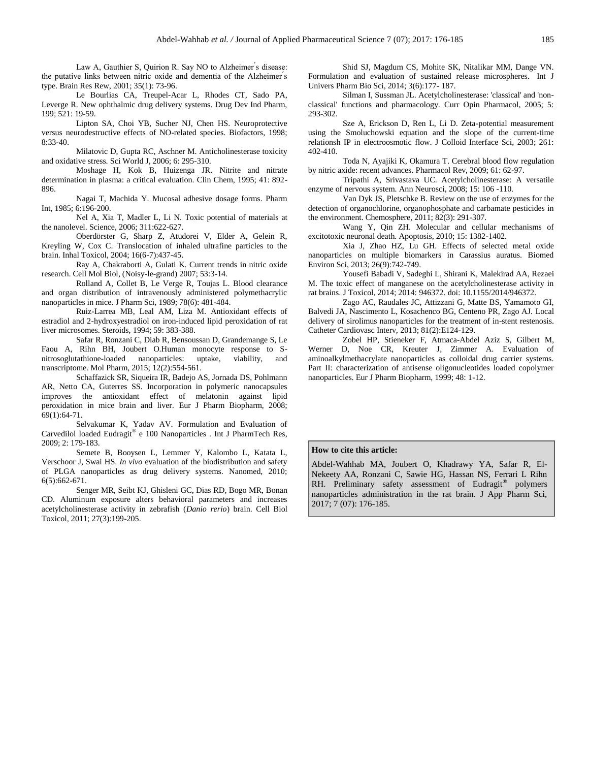Law A, Gauthier S, Quirion R. Say NO to Alzheimer ́s disease: the putative links between nitric oxide and dementia of the Alzheimer ́s type. Brain Res Rew, 2001; 35(1): 73-96.

Le Bourlias CA, Treupel-Acar L, Rhodes CT, Sado PA, Leverge R. New ophthalmic drug delivery systems. Drug Dev Ind Pharm, 199; 521: 19-59.

Lipton SA, Choi YB, Sucher NJ, Chen HS. Neuroprotective versus neurodestructive effects of NO-related species. Biofactors, 1998; 8:33-40.

Milatovic D, Gupta RC, Aschner M. Anticholinesterase toxicity and oxidative stress. Sci World J, 2006; 6: 295-310.

Moshage H, Kok B, Huizenga JR. Nitrite and nitrate determination in plasma: a critical evaluation. Clin Chem, 1995; 41: 892-896.

Nagai T, Machida Y. Mucosal adhesive dosage forms. Pharm Int, 1985; 6:196-200.

Nel A, Xia T, Madler L, Li N. Toxic potential of materials at the nanolevel. Science, 2006; 311:622-627.

Oberdörster G, Sharp Z, Atudorei V, Elder A, Gelein R, Kreyling W, Cox C. Translocation of inhaled ultrafine particles to the brain. Inhal Toxicol, 2004; 16(6-7):437-45.

Ray A, Chakraborti A, Gulati K. Current trends in nitric oxide research. Cell Mol Biol, (Noisy-le-grand) 2007; 53:3-14.

Rolland A, Collet B, Le Verge R, Toujas L. Blood clearance and organ distribution of intravenously administered polymethacrylic nanoparticles in mice. J Pharm Sci, 1989; 78(6): 481-484.

Ruiz-Larrea MB, Leal AM, Liza M. Antioxidant effects of estradiol and 2-hydroxyestradiol on iron-induced lipid peroxidation of rat liver microsomes. Steroids, 1994; 59: 383-388.

Safar R, Ronzani C, Diab R, Bensoussan D, Grandemange S, Le Faou A, Rihn BH, Joubert O.Human monocyte response to S-nitrosoglutathione-loaded nanoparticles: uptake, viability, and transcriptome. Mol Pharm, 2015; 12(2):554-561.

Schaffazick SR, Siqueira IR, Badejo AS, Jornada DS, Pohlmann AR, Netto CA, Guterres SS. Incorporation in polymeric nanocapsules improves the antioxidant effect of melatonin against lipid peroxidation in mice brain and liver. Eur J Pharm Biopharm, 2008; 69(1):64-71.

Selvakumar K, Yadav AV. Formulation and Evaluation of Carvedilol loaded Eudragit® e 100 Nanoparticles . Int J PharmTech Res, 2009; 2: 179-183.

Semete B, Booysen L, Lemmer Y, Kalombo L, Katata L, Verschoor J, Swai HS. *In vivo* evaluation of the biodistribution and safety of PLGA nanoparticles as drug delivery systems. Nanomed, 2010; 6(5):662-671.

Senger MR, Seibt KJ, Ghisleni GC, Dias RD, Bogo MR, Bonan CD. Aluminum exposure alters behavioral parameters and increases acetylcholinesterase activity in zebrafish (*Danio rerio*) brain. Cell Biol Toxicol, 2011; 27(3):199-205.

Shid SJ, Magdum CS, Mohite SK, Nitalikar MM, Dange VN. Formulation and evaluation of sustained release microspheres. Int J Univers Pharm Bio Sci, 2014; 3(6):177- 187.

Silman I, Sussman JL. Acetylcholinesterase: 'classical' and 'non-classical' functions and pharmacology. Curr Opin Pharmacol, 2005; 5: 293-302.

Sze A, Erickson D, Ren L, Li D. Zeta-potential measurement using the Smoluchowski equation and the slope of the current-time relationsh IP in electroosmotic flow. J Colloid Interface Sci, 2003; 261: 402-410.

Toda N, Ayajiki K, Okamura T. Cerebral blood flow regulation by nitric axide: recent advances. Pharmacol Rev, 2009; 61: 62-97.

Tripathi A, Srivastava UC. Acetylcholinesterase: A versatile enzyme of nervous system. Ann Neurosci, 2008; 15: 106 -110.

Van Dyk JS, Pletschke B. Review on the use of enzymes for the detection of organochlorine, organophosphate and carbamate pesticides in the environment. Chemosphere, 2011; 82(3): 291-307.

Wang Y, Qin ZH. Molecular and cellular mechanisms of excitotoxic neuronal death. Apoptosis, 2010; 15: 1382-1402.

Xia J, Zhao HZ, Lu GH. Effects of selected metal oxide nanoparticles on multiple biomarkers in Carassius auratus. Biomed Environ Sci, 2013; 26(9):742-749.

Yousefi Babadi V, Sadeghi L, Shirani K, Malekirad AA, Rezaei M. The toxic effect of manganese on the acetylcholinesterase activity in rat brains. J Toxicol, 2014; 2014: 946372. doi: 10.1155/2014/946372.

Zago AC, Raudales JC, Attizzani G, Matte BS, Yamamoto GI, Balvedi JA, Nascimento L, Kosachenco BG, Centeno PR, Zago AJ. Local delivery of sirolimus nanoparticles for the treatment of in-stent restenosis. Catheter Cardiovasc Interv, 2013; 81(2):E124-129.

Zobel HP, Stieneker F, Atmaca-Abdel Aziz S, Gilbert M, Werner D, Noe CR, Kreuter J, Zimmer A. Evaluation of aminoalkylmethacrylate nanoparticles as colloidal drug carrier systems. Part II: characterization of antisense oligonucleotides loaded copolymer nanoparticles. Eur J Pharm Biopharm, 1999; 48: 1-12.

**How to cite this article:**

Abdel-Wahhab MA, Joubert O, Khadrawy YA, Safar R, El-Nekeety AA, Ronzani C, Sawie HG, Hassan NS, Ferrari L Rihn RH. Preliminary safety assessment of Eudragit® polymers nanoparticles administration in the rat brain. J App Pharm Sci, 2017; 7 (07): 176-185.